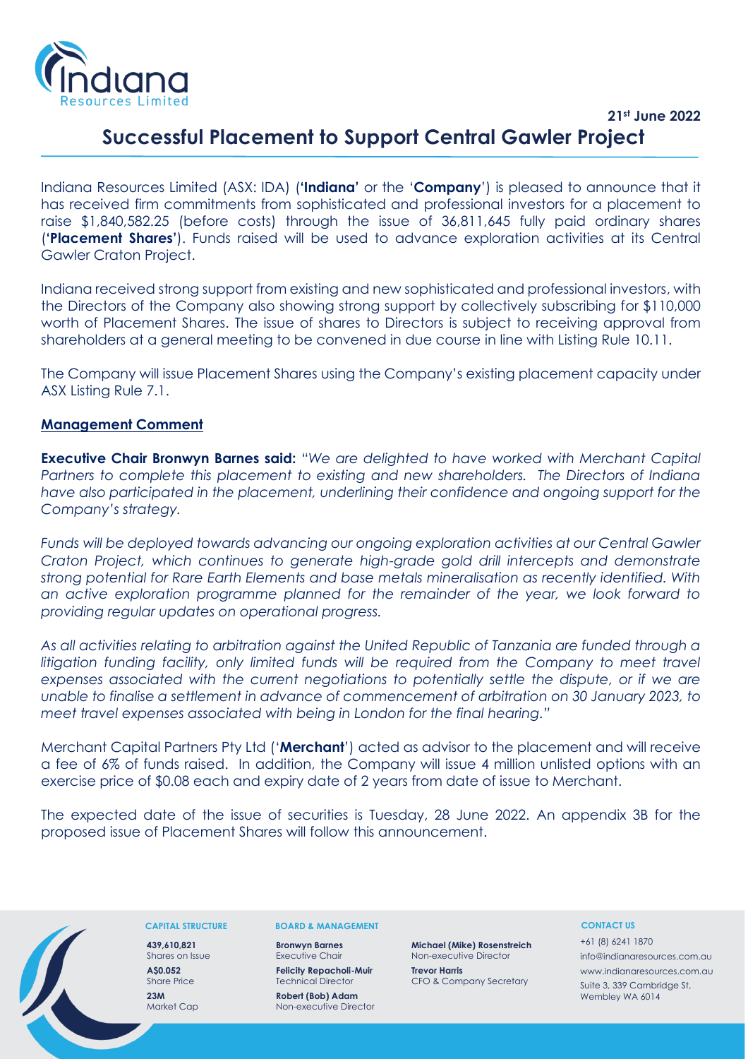21st June 2022

# Successful Placement to Support Central Gawler Project

Indiana Resources Limited (ASX: IDA) (**'Indiana'** or the '**Company**') is pleased to announce that it has received firm commitments from sophisticated and professional investors for a placement to raise $1,840,582.25 (before costs) through the issue of 36,811,645 fully paid ordinary shares ('**Placement Shares**'). Funds raised will be used to advance exploration activities at its Central Gawler Craton Project.

Indiana received strong support from existing and new sophisticated and professional investors, with the Directors of the Company also showing strong support by collectively subscribing for $110,000 worth of Placement Shares. The issue of shares to Directors is subject to receiving approval from shareholders at a general meeting to be convened in due course in line with Listing Rule 10.11.

The Company will issue Placement Shares using the Company's existing placement capacity under ASX Listing Rule 7.1.

## Management Comment

**Executive Chair Bronwyn Barnes said:** *"We are delighted to have worked with Merchant Capital Partners to complete this placement to existing and new shareholders. The Directors of Indiana have also participated in the placement, underlining their confidence and ongoing support for the Company's strategy.*

*Funds will be deployed towards advancing our ongoing exploration activities at our Central Gawler Craton Project, which continues to generate high-grade gold drill intercepts and demonstrate strong potential for Rare Earth Elements and base metals mineralisation as recently identified. With an active exploration programme planned for the remainder of the year, we look forward to providing regular updates on operational progress.*

*As all activities relating to arbitration against the United Republic of Tanzania are funded through a litigation funding facility, only limited funds will be required from the Company to meet travel expenses associated with the current negotiations to potentially settle the dispute, or if we are unable to finalise a settlement in advance of commencement of arbitration on 30 January 2023, to meet travel expenses associated with being in London for the final hearing."*

Merchant Capital Partners Pty Ltd ('**Merchant**') acted as advisor to the placement and will receive a fee of 6% of funds raised. In addition, the Company will issue 4 million unlisted options with an exercise price of $0.08 each and expiry date of 2 years from date of issue to Merchant.

The expected date of the issue of securities is Tuesday, 28 June 2022. An appendix 3B for the proposed issue of Placement Shares will follow this announcement.

**CAPITAL STRUCTURE**

**439,610,821**
Shares on Issue

**A$0.052**
Share Price

**23M**
Market Cap

**BOARD & MANAGEMENT**

**Bronwyn Barnes**
Executive Chair

**Felicity Repacholi-Muir**
Technical Director

**Robert (Bob) Adam**
Non-executive Director

**Michael (Mike) Rosenstreich**
Non-executive Director

**Trevor Harris**
CFO & Company Secretary

**CONTACT US**

+61 (8) 6241 1870
info@indianaresources.com.au
www.indianaresources.com.au
Suite 3, 339 Cambridge St,
Wembley WA 6014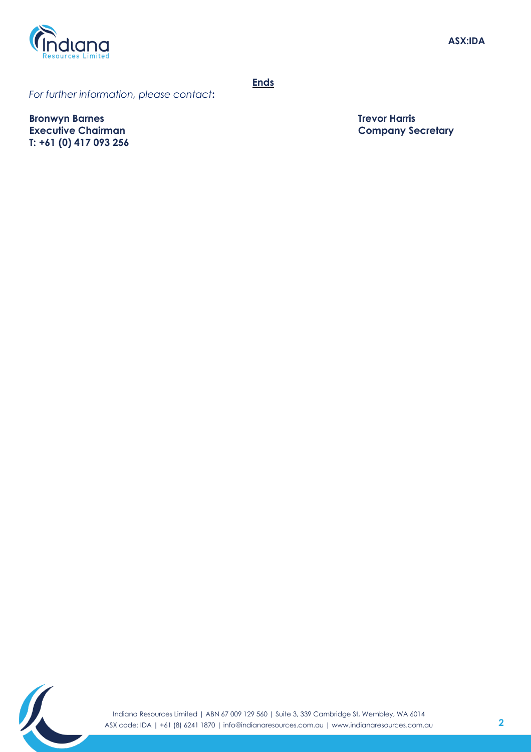**Ends**

*For further information, please contact*:

**Bronwyn Barnes**
**Executive Chairman**
**T: +61 (0) 417 093 256**

**Trevor Harris**
**Company Secretary**